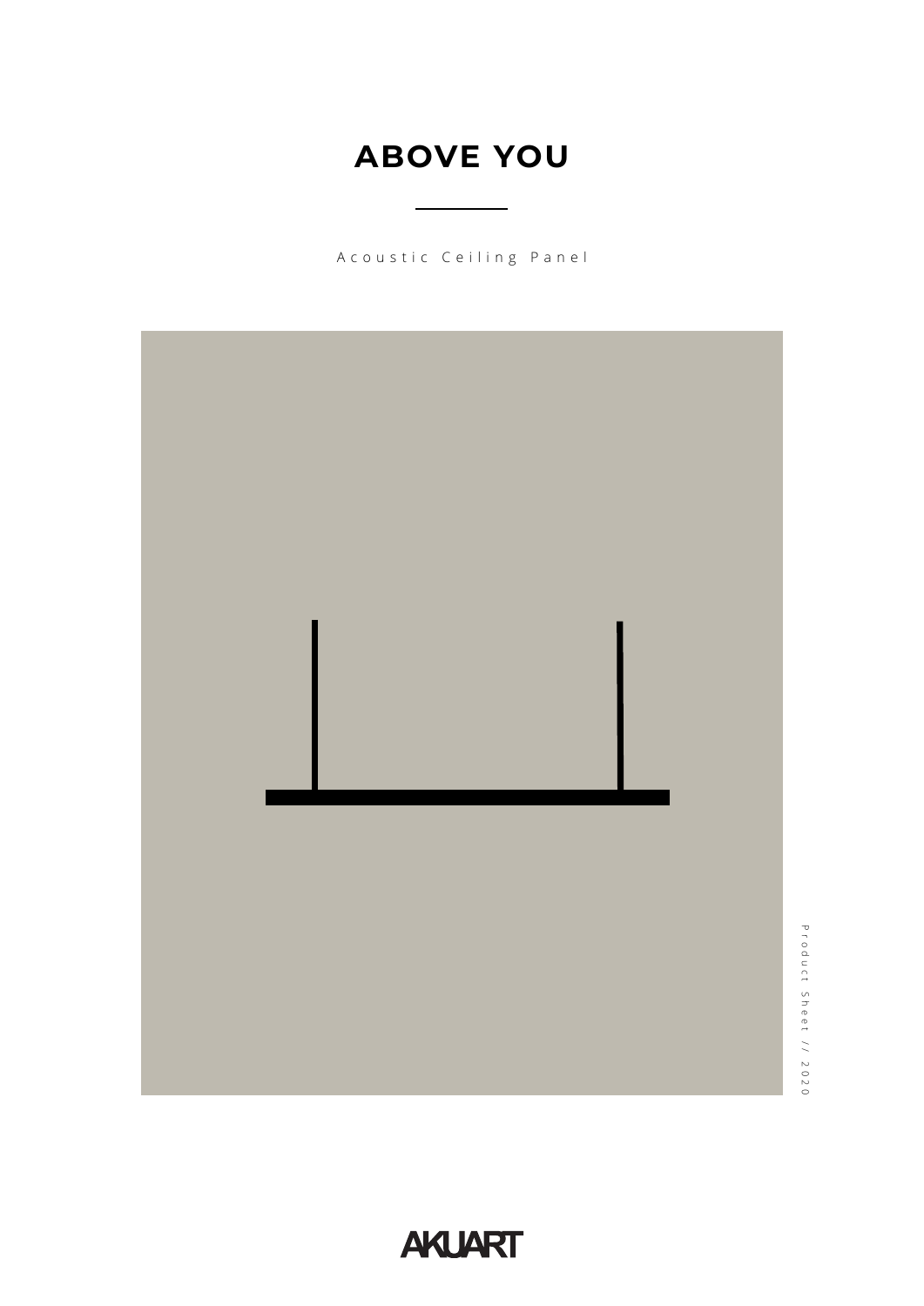# ABOVE YOU

Acoustic Ceiling Panel

Product Sheet // 2020

AKUART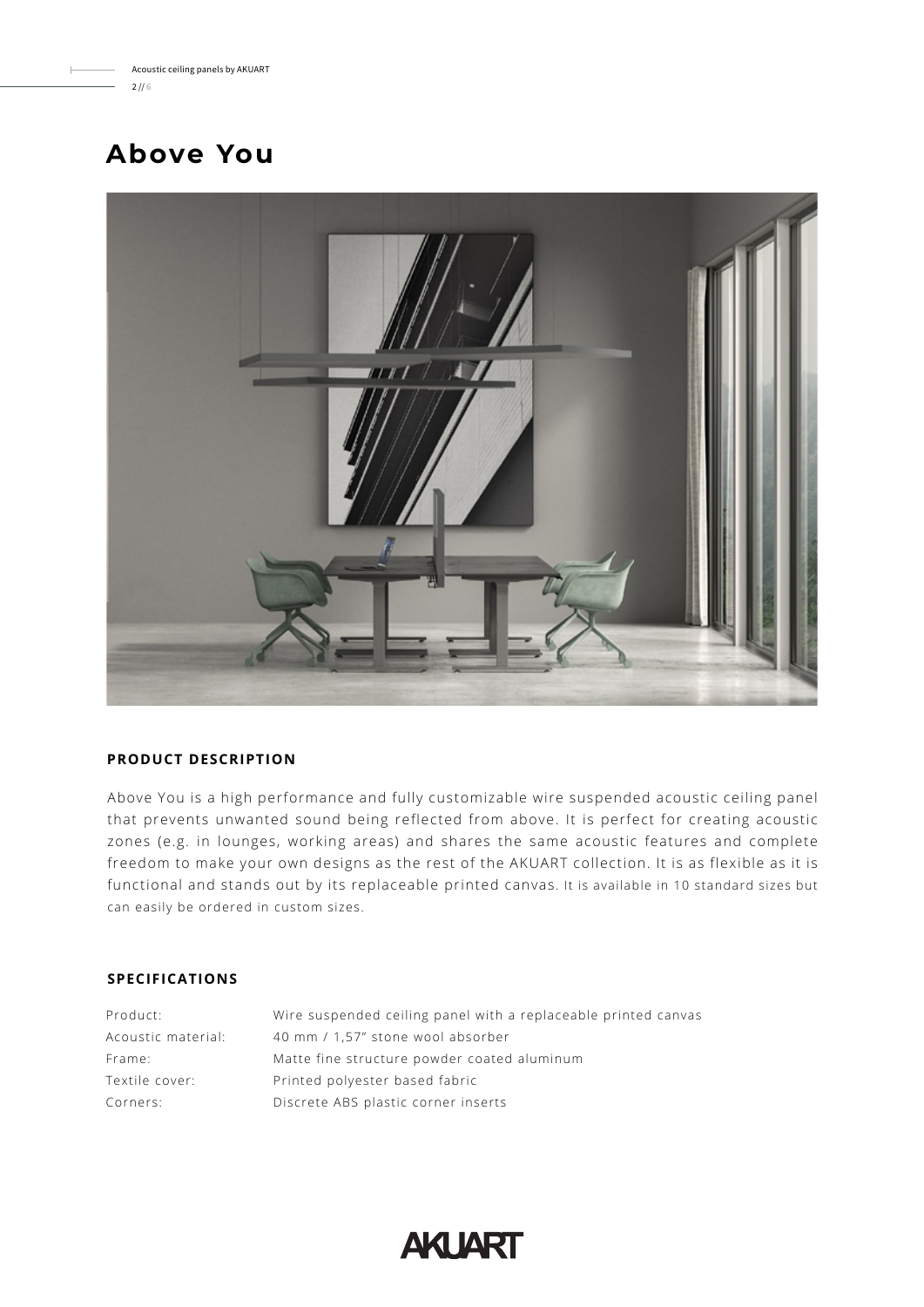# Above You

## PRODUCT DESCRIPTION

Above You is a high performance and fully customizable wire suspended acoustic ceiling panel that prevents unwanted sound being reflected from above. It is perfect for creating acoustic zones (e.g. in lounges, working areas) and shares the same acoustic features and complete freedom to make your own designs as the rest of the AKUART collection. It is as flexible as it is functional and stands out by its replaceable printed canvas. It is available in 10 standard sizes but can easily be ordered in custom sizes.

## SPECIFICATIONS

| | |
|---|---|
| Product: | Wire suspended ceiling panel with a replaceable printed canvas |
| Acoustic material: | 40 mm / 1,57" stone wool absorber |
| Frame: | Matte fine structure powder coated aluminum |
| Textile cover: | Printed polyester based fabric |
| Corners: | Discrete ABS plastic corner inserts |

AKUART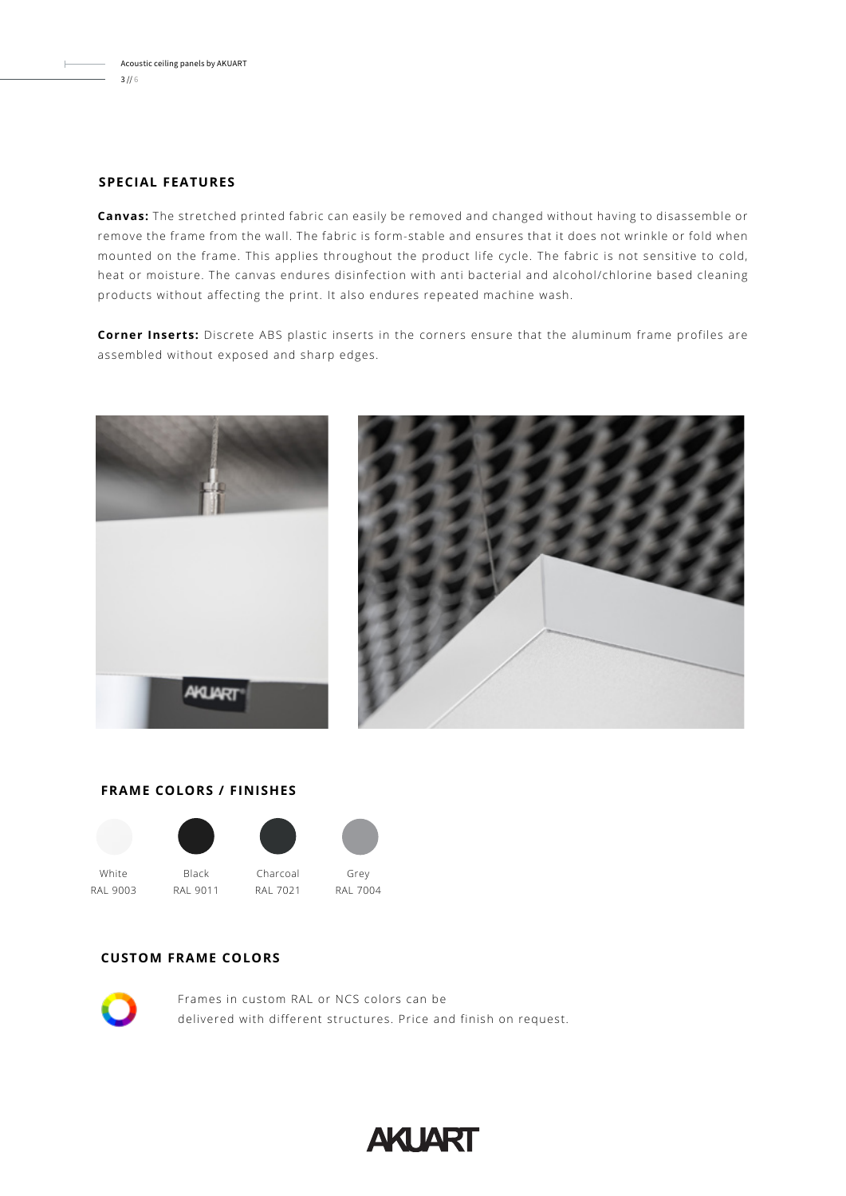## SPECIAL FEATURES

**Canvas:** The stretched printed fabric can easily be removed and changed without having to disassemble or remove the frame from the wall. The fabric is form-stable and ensures that it does not wrinkle or fold when mounted on the frame. This applies throughout the product life cycle. The fabric is not sensitive to cold, heat or moisture. The canvas endures disinfection with anti bacterial and alcohol/chlorine based cleaning products without affecting the print. It also endures repeated machine wash.

**Corner Inserts:** Discrete ABS plastic inserts in the corners ensure that the aluminum frame profiles are assembled without exposed and sharp edges.

## FRAME COLORS / FINISHES

| White | Black | Charcoal | Grey |
|---|---|---|---|
| RAL 9003 | RAL 9011 | RAL 7021 | RAL 7004 |

## CUSTOM FRAME COLORS

Frames in custom RAL or NCS colors can be delivered with different structures. Price and finish on request.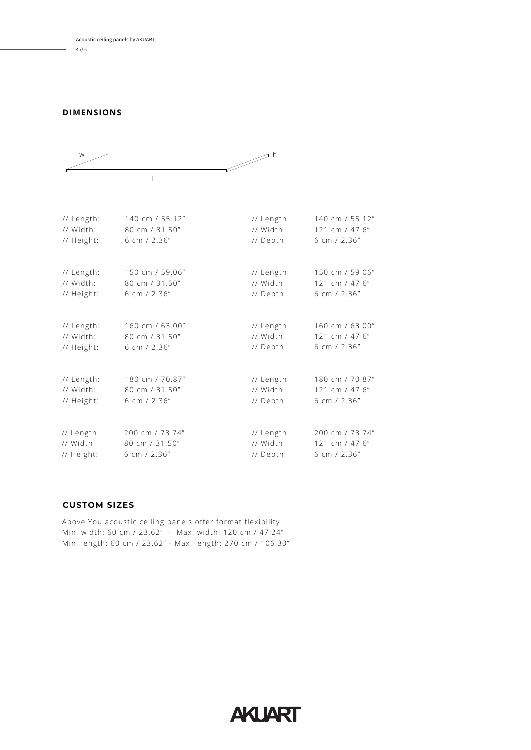## DIMENSIONS

w h

l

// Length: 140 cm / 55.12″
// Width: 80 cm / 31.50″
// Height: 6 cm / 2.36″

// Length: 150 cm / 59.06″
// Width: 80 cm / 31.50″
// Height: 6 cm / 2.36″

// Length: 160 cm / 63.00″
// Width: 80 cm / 31.50″
// Height: 6 cm / 2.36″

// Length: 180 cm / 70.87″
// Width: 80 cm / 31.50″
// Height: 6 cm / 2.36″

// Length: 200 cm / 78.74″
// Width: 80 cm / 31.50″
// Height: 6 cm / 2.36″

// Length: 140 cm / 55.12″
// Width: 121 cm / 47.6″
// Depth: 6 cm / 2.36″

// Length: 150 cm / 59.06″
// Width: 121 cm / 47.6″
// Depth: 6 cm / 2.36″

// Length: 160 cm / 63.00″
// Width: 121 cm / 47.6″
// Depth: 6 cm / 2.36″

// Length: 180 cm / 70.87″
// Width: 121 cm / 47.6″
// Depth: 6 cm / 2.36″

// Length: 200 cm / 78.74″
// Width: 121 cm / 47.6″
// Depth: 6 cm / 2.36″

## CUSTOM SIZES

Above You acoustic ceiling panels offer format flexibility:
Min. width: 60 cm / 23.62″ - Max. width: 120 cm / 47.24″
Min. length: 60 cm / 23.62″ - Max. length: 270 cm / 106.30″

AKUART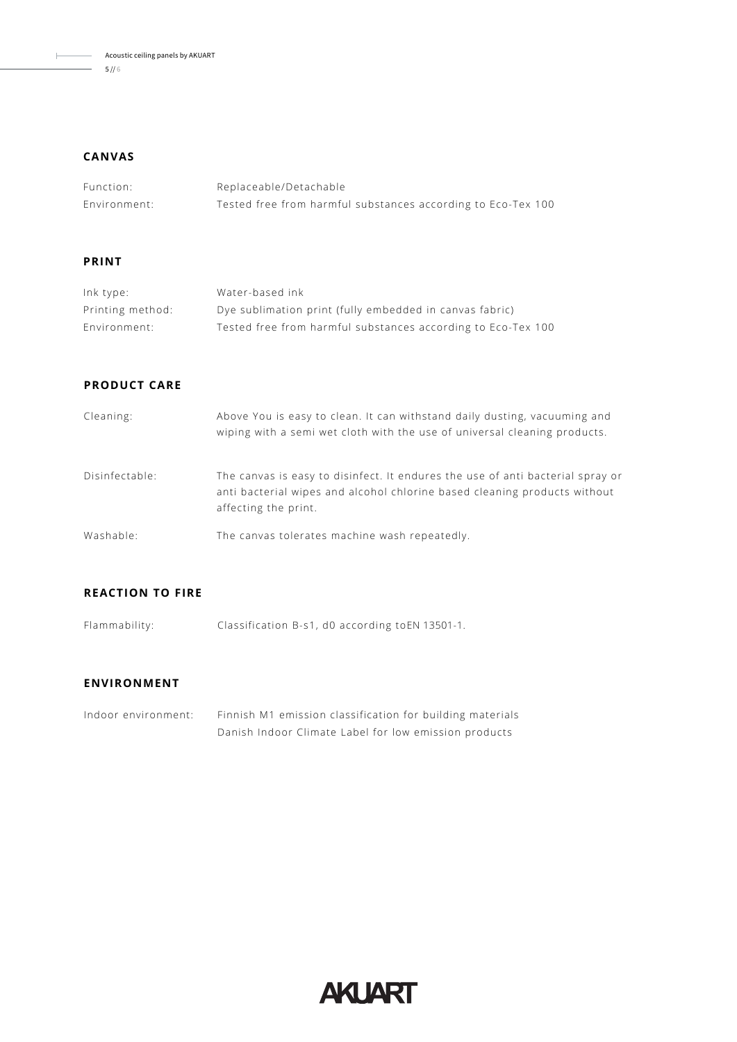## CANVAS

| | |
|---|---|
| Function: | Replaceable/Detachable |
| Environment: | Tested free from harmful substances according to Eco-Tex 100 |

## PRINT

| | |
|---|---|
| Ink type: | Water-based ink |
| Printing method: | Dye sublimation print (fully embedded in canvas fabric) |
| Environment: | Tested free from harmful substances according to Eco-Tex 100 |

## PRODUCT CARE

| | |
|---|---|
| Cleaning: | Above You is easy to clean. It can withstand daily dusting, vacuuming and wiping with a semi wet cloth with the use of universal cleaning products. |
| Disinfectable: | The canvas is easy to disinfect. It endures the use of anti bacterial spray or anti bacterial wipes and alcohol chlorine based cleaning products without affecting the print. |
| Washable: | The canvas tolerates machine wash repeatedly. |

## REACTION TO FIRE

| | |
|---|---|
| Flammability: | Classification B-s1, d0 according toEN 13501-1. |

## ENVIRONMENT

| | |
|---|---|
| Indoor environment: | Finnish M1 emission classification for building materials<br>Danish Indoor Climate Label for low emission products |

AKUART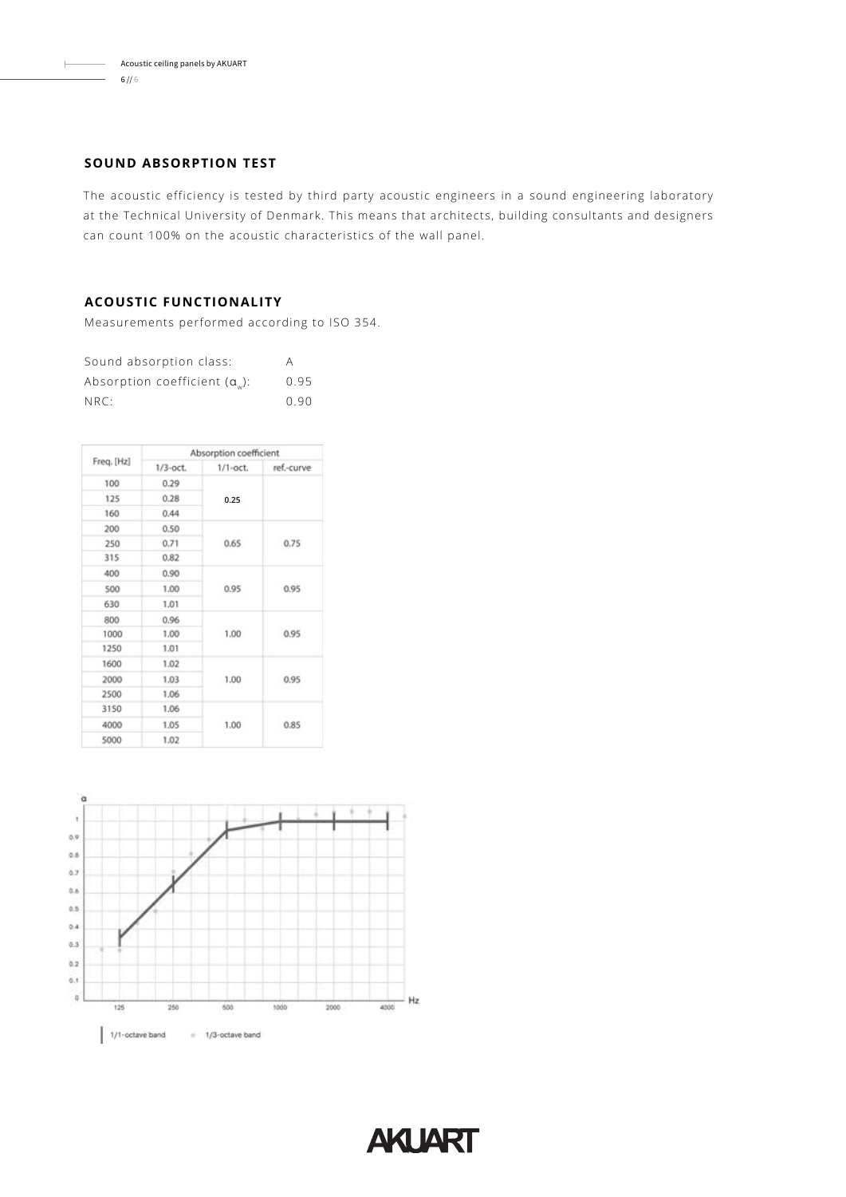## SOUND ABSORPTION TEST

The acoustic efficiency is tested by third party acoustic engineers in a sound engineering laboratory at the Technical University of Denmark. This means that architects, building consultants and designers can count 100% on the acoustic characteristics of the wall panel.

## ACOUSTIC FUNCTIONALITY

Measurements performed according to ISO 354.

Sound absorption class: A
Absorption coefficient ($\alpha_w$): 0.95
NRC: 0.90

| Freq. [Hz] | Absorption coefficient | | |
| --- | --- | --- | --- |
| | 1/3-oct. | 1/1-oct. | ref.-curve |
| 100 | 0.29 | | |
| 125 | 0.28 | 0.25 | |
| 160 | 0.44 | | |
| 200 | 0.50 | | |
| 250 | 0.71 | 0.65 | 0.75 |
| 315 | 0.82 | | |
| 400 | 0.90 | | |
| 500 | 1.00 | 0.95 | 0.95 |
| 630 | 1.01 | | |
| 800 | 0.96 | | |
| 1000 | 1.00 | 1.00 | 0.95 |
| 1250 | 1.01 | | |
| 1600 | 1.02 | | |
| 2000 | 1.03 | 1.00 | 0.95 |
| 2500 | 1.06 | | |
| 3150 | 1.06 | | |
| 4000 | 1.05 | 1.00 | 0.85 |
| 5000 | 1.02 | | |

α

1
0.9
0.8
0.7
0.6
0.5
0.4
0.3
0.2
0.1
0

125 250 500 1000 2000 4000 Hz

1/1-octave band
1/3-octave band